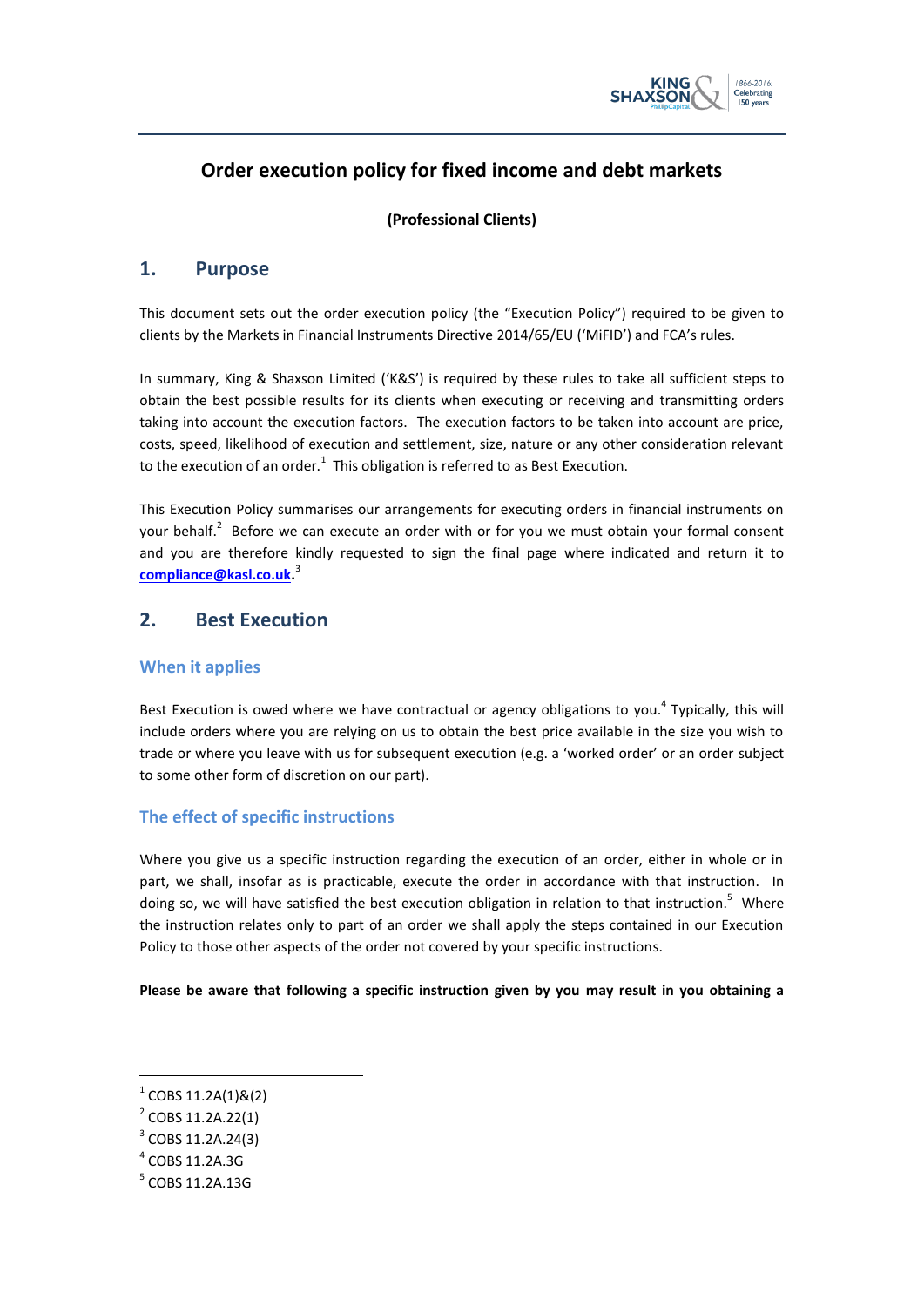# Order execution policy for fixed income and debt markets

**(Professional Clients)**

## 1. Purpose

This document sets out the order execution policy (the "Execution Policy") required to be given to clients by the Markets in Financial Instruments Directive 2014/65/EU ('MiFID') and FCA's rules.

In summary, King & Shaxson Limited ('K&S') is required by these rules to take all sufficient steps to obtain the best possible results for its clients when executing or receiving and transmitting orders taking into account the execution factors. The execution factors to be taken into account are price, costs, speed, likelihood of execution and settlement, size, nature or any other consideration relevant to the execution of an order.[1] This obligation is referred to as Best Execution.

This Execution Policy summarises our arrangements for executing orders in financial instruments on your behalf.[2] Before we can execute an order with or for you we must obtain your formal consent and you are therefore kindly requested to sign the final page where indicated and return it to **compliance@kasl.co.uk**.[3]

## 2. Best Execution

### When it applies

Best Execution is owed where we have contractual or agency obligations to you.[4] Typically, this will include orders where you are relying on us to obtain the best price available in the size you wish to trade or where you leave with us for subsequent execution (e.g. a 'worked order' or an order subject to some other form of discretion on our part).

### The effect of specific instructions

Where you give us a specific instruction regarding the execution of an order, either in whole or in part, we shall, insofar as is practicable, execute the order in accordance with that instruction. In doing so, we will have satisfied the best execution obligation in relation to that instruction.[5] Where the instruction relates only to part of an order we shall apply the steps contained in our Execution Policy to those other aspects of the order not covered by your specific instructions.

**Please be aware that following a specific instruction given by you may result in you obtaining a**

---

[1] COBS 11.2A(1)&(2)

[2] COBS 11.2A.22(1)

[3] COBS 11.2A.24(3)

[4] COBS 11.2A.3G

[5] COBS 11.2A.13G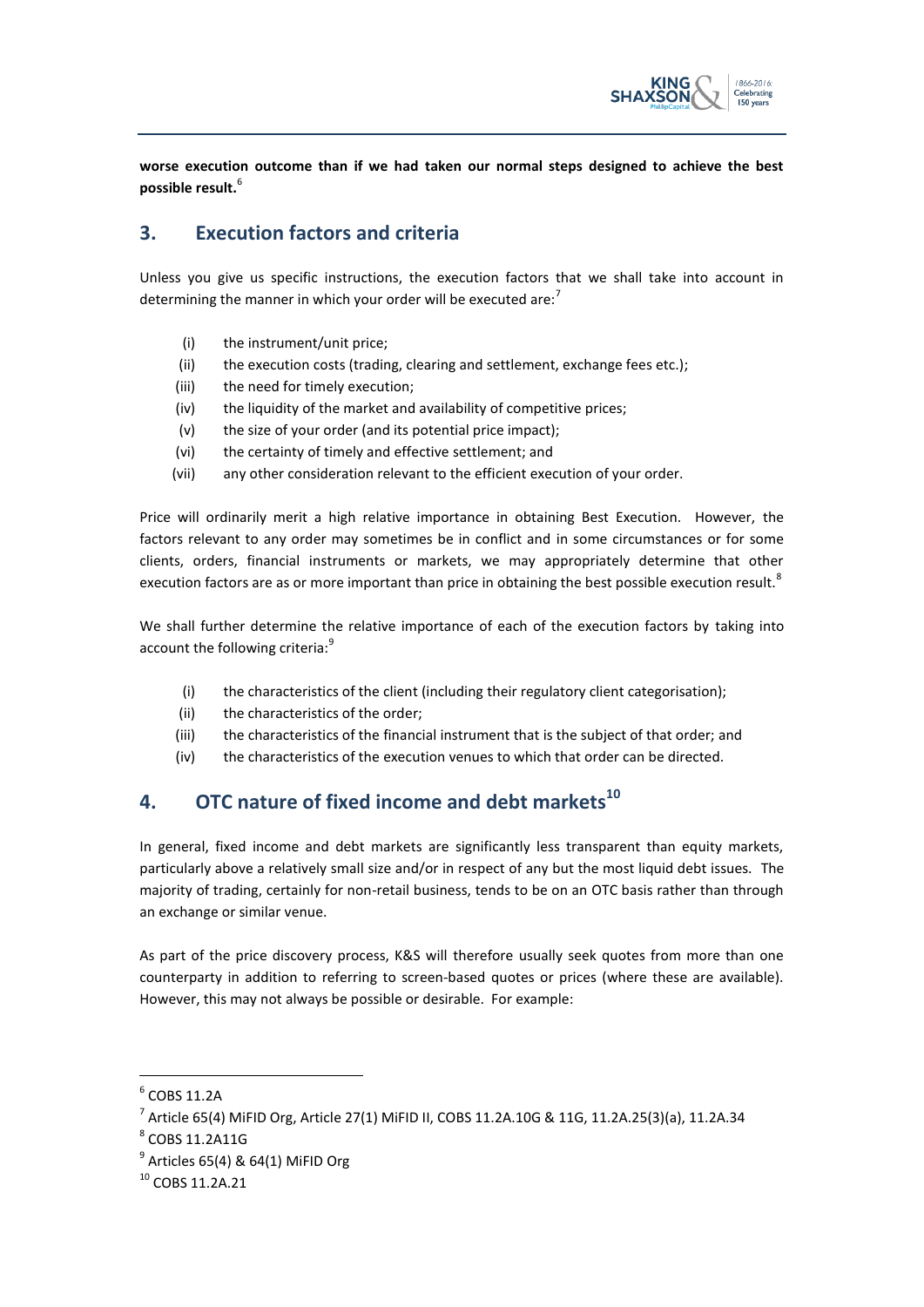**worse execution outcome than if we had taken our normal steps designed to achieve the best possible result.**[6]

## 3. Execution factors and criteria

Unless you give us specific instructions, the execution factors that we shall take into account in determining the manner in which your order will be executed are:[7]

- (i) the instrument/unit price;
- (ii) the execution costs (trading, clearing and settlement, exchange fees etc.);
- (iii) the need for timely execution;
- (iv) the liquidity of the market and availability of competitive prices;
- (v) the size of your order (and its potential price impact);
- (vi) the certainty of timely and effective settlement; and
- (vii) any other consideration relevant to the efficient execution of your order.

Price will ordinarily merit a high relative importance in obtaining Best Execution. However, the factors relevant to any order may sometimes be in conflict and in some circumstances or for some clients, orders, financial instruments or markets, we may appropriately determine that other execution factors are as or more important than price in obtaining the best possible execution result.[8]

We shall further determine the relative importance of each of the execution factors by taking into account the following criteria:[9]

- (i) the characteristics of the client (including their regulatory client categorisation);
- (ii) the characteristics of the order;
- (iii) the characteristics of the financial instrument that is the subject of that order; and
- (iv) the characteristics of the execution venues to which that order can be directed.

## 4. OTC nature of fixed income and debt markets[10]

In general, fixed income and debt markets are significantly less transparent than equity markets, particularly above a relatively small size and/or in respect of any but the most liquid debt issues. The majority of trading, certainly for non-retail business, tends to be on an OTC basis rather than through an exchange or similar venue.

As part of the price discovery process, K&S will therefore usually seek quotes from more than one counterparty in addition to referring to screen-based quotes or prices (where these are available). However, this may not always be possible or desirable. For example:

---

[6] COBS 11.2A

[7] Article 65(4) MiFID Org, Article 27(1) MiFID II, COBS 11.2A.10G & 11G, 11.2A.25(3)(a), 11.2A.34

[8] COBS 11.2A11G

[9] Articles 65(4) & 64(1) MiFID Org

[10] COBS 11.2A.21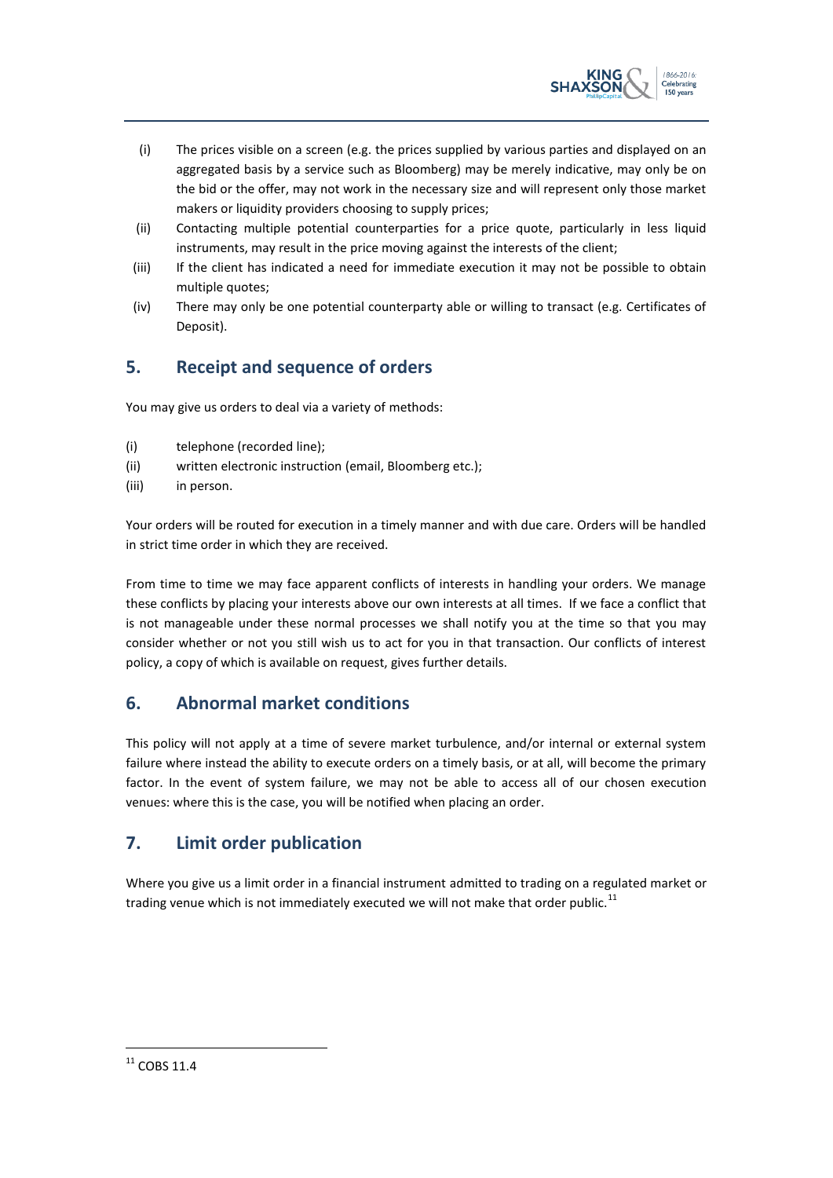(i) The prices visible on a screen (e.g. the prices supplied by various parties and displayed on an aggregated basis by a service such as Bloomberg) may be merely indicative, may only be on the bid or the offer, may not work in the necessary size and will represent only those market makers or liquidity providers choosing to supply prices;

(ii) Contacting multiple potential counterparties for a price quote, particularly in less liquid instruments, may result in the price moving against the interests of the client;

(iii) If the client has indicated a need for immediate execution it may not be possible to obtain multiple quotes;

(iv) There may only be one potential counterparty able or willing to transact (e.g. Certificates of Deposit).

## 5. Receipt and sequence of orders

You may give us orders to deal via a variety of methods:

(i) telephone (recorded line);

(ii) written electronic instruction (email, Bloomberg etc.);

(iii) in person.

Your orders will be routed for execution in a timely manner and with due care. Orders will be handled in strict time order in which they are received.

From time to time we may face apparent conflicts of interests in handling your orders. We manage these conflicts by placing your interests above our own interests at all times. If we face a conflict that is not manageable under these normal processes we shall notify you at the time so that you may consider whether or not you still wish us to act for you in that transaction. Our conflicts of interest policy, a copy of which is available on request, gives further details.

## 6. Abnormal market conditions

This policy will not apply at a time of severe market turbulence, and/or internal or external system failure where instead the ability to execute orders on a timely basis, or at all, will become the primary factor. In the event of system failure, we may not be able to access all of our chosen execution venues: where this is the case, you will be notified when placing an order.

## 7. Limit order publication

Where you give us a limit order in a financial instrument admitted to trading on a regulated market or trading venue which is not immediately executed we will not make that order public.[11]

---

[11] COBS 11.4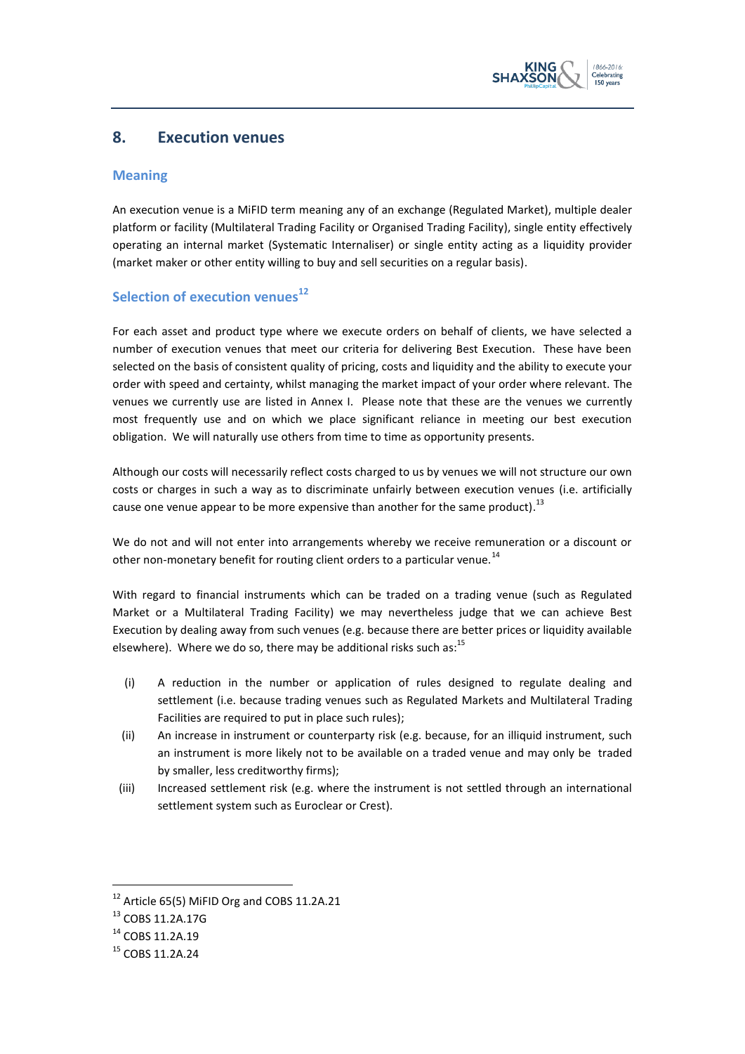## 8. Execution venues

### Meaning

An execution venue is a MiFID term meaning any of an exchange (Regulated Market), multiple dealer platform or facility (Multilateral Trading Facility or Organised Trading Facility), single entity effectively operating an internal market (Systematic Internaliser) or single entity acting as a liquidity provider (market maker or other entity willing to buy and sell securities on a regular basis).

### Selection of execution venues[12]

For each asset and product type where we execute orders on behalf of clients, we have selected a number of execution venues that meet our criteria for delivering Best Execution. These have been selected on the basis of consistent quality of pricing, costs and liquidity and the ability to execute your order with speed and certainty, whilst managing the market impact of your order where relevant. The venues we currently use are listed in Annex I. Please note that these are the venues we currently most frequently use and on which we place significant reliance in meeting our best execution obligation. We will naturally use others from time to time as opportunity presents.

Although our costs will necessarily reflect costs charged to us by venues we will not structure our own costs or charges in such a way as to discriminate unfairly between execution venues (i.e. artificially cause one venue appear to be more expensive than another for the same product).[13]

We do not and will not enter into arrangements whereby we receive remuneration or a discount or other non-monetary benefit for routing client orders to a particular venue.[14]

With regard to financial instruments which can be traded on a trading venue (such as Regulated Market or a Multilateral Trading Facility) we may nevertheless judge that we can achieve Best Execution by dealing away from such venues (e.g. because there are better prices or liquidity available elsewhere). Where we do so, there may be additional risks such as:[15]

(i) A reduction in the number or application of rules designed to regulate dealing and settlement (i.e. because trading venues such as Regulated Markets and Multilateral Trading Facilities are required to put in place such rules);

(ii) An increase in instrument or counterparty risk (e.g. because, for an illiquid instrument, such an instrument is more likely not to be available on a traded venue and may only be traded by smaller, less creditworthy firms);

(iii) Increased settlement risk (e.g. where the instrument is not settled through an international settlement system such as Euroclear or Crest).

---

[12] Article 65(5) MiFID Org and COBS 11.2A.21

[13] COBS 11.2A.17G

[14] COBS 11.2A.19

[15] COBS 11.2A.24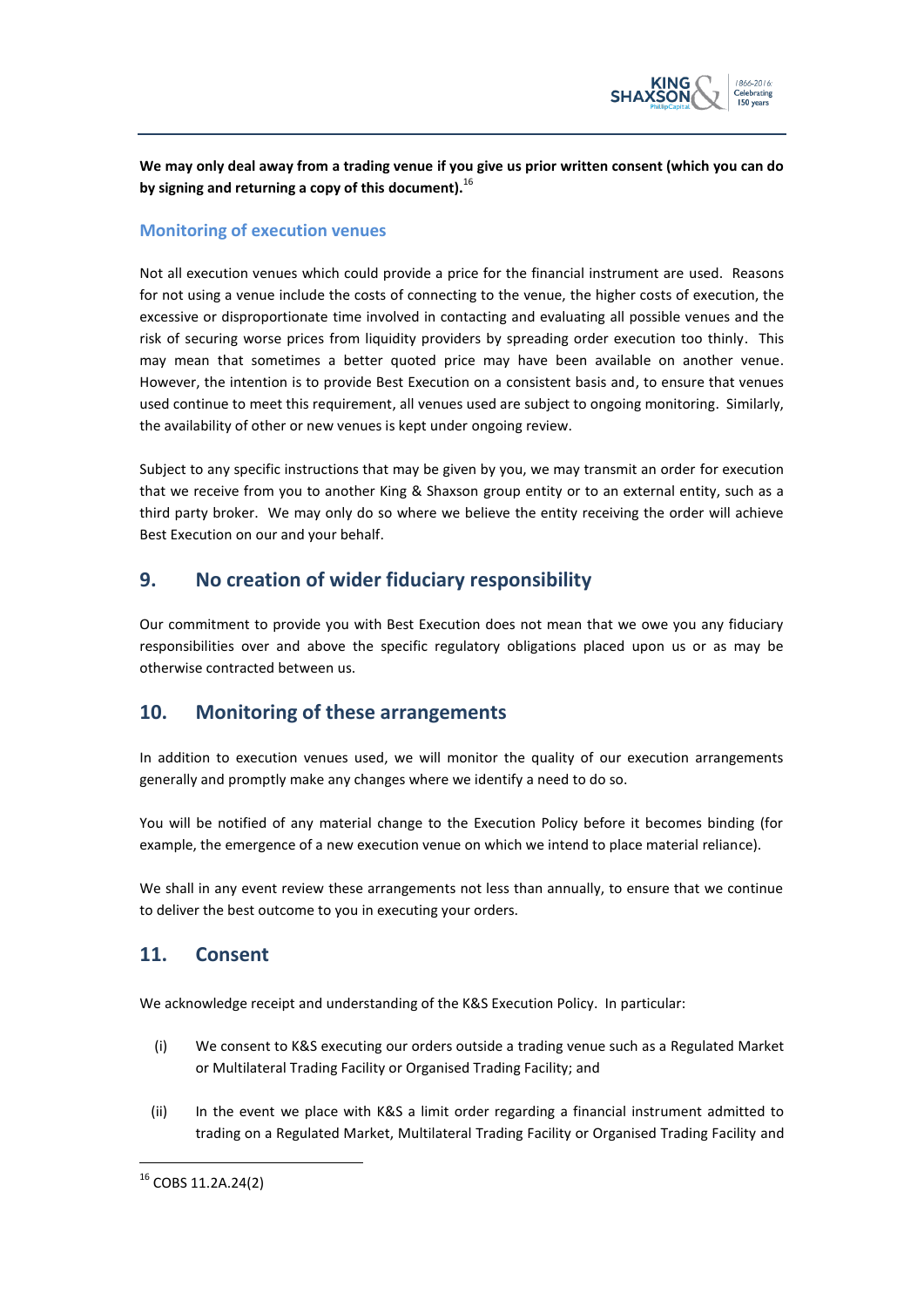**We may only deal away from a trading venue if you give us prior written consent (which you can do by signing and returning a copy of this document).**[16]

### Monitoring of execution venues

Not all execution venues which could provide a price for the financial instrument are used. Reasons for not using a venue include the costs of connecting to the venue, the higher costs of execution, the excessive or disproportionate time involved in contacting and evaluating all possible venues and the risk of securing worse prices from liquidity providers by spreading order execution too thinly. This may mean that sometimes a better quoted price may have been available on another venue. However, the intention is to provide Best Execution on a consistent basis and, to ensure that venues used continue to meet this requirement, all venues used are subject to ongoing monitoring. Similarly, the availability of other or new venues is kept under ongoing review.

Subject to any specific instructions that may be given by you, we may transmit an order for execution that we receive from you to another King & Shaxson group entity or to an external entity, such as a third party broker. We may only do so where we believe the entity receiving the order will achieve Best Execution on our and your behalf.

## 9. No creation of wider fiduciary responsibility

Our commitment to provide you with Best Execution does not mean that we owe you any fiduciary responsibilities over and above the specific regulatory obligations placed upon us or as may be otherwise contracted between us.

## 10. Monitoring of these arrangements

In addition to execution venues used, we will monitor the quality of our execution arrangements generally and promptly make any changes where we identify a need to do so.

You will be notified of any material change to the Execution Policy before it becomes binding (for example, the emergence of a new execution venue on which we intend to place material reliance).

We shall in any event review these arrangements not less than annually, to ensure that we continue to deliver the best outcome to you in executing your orders.

## 11. Consent

We acknowledge receipt and understanding of the K&S Execution Policy. In particular:

(i) We consent to K&S executing our orders outside a trading venue such as a Regulated Market or Multilateral Trading Facility or Organised Trading Facility; and

(ii) In the event we place with K&S a limit order regarding a financial instrument admitted to trading on a Regulated Market, Multilateral Trading Facility or Organised Trading Facility and

---

[16] COBS 11.2A.24(2)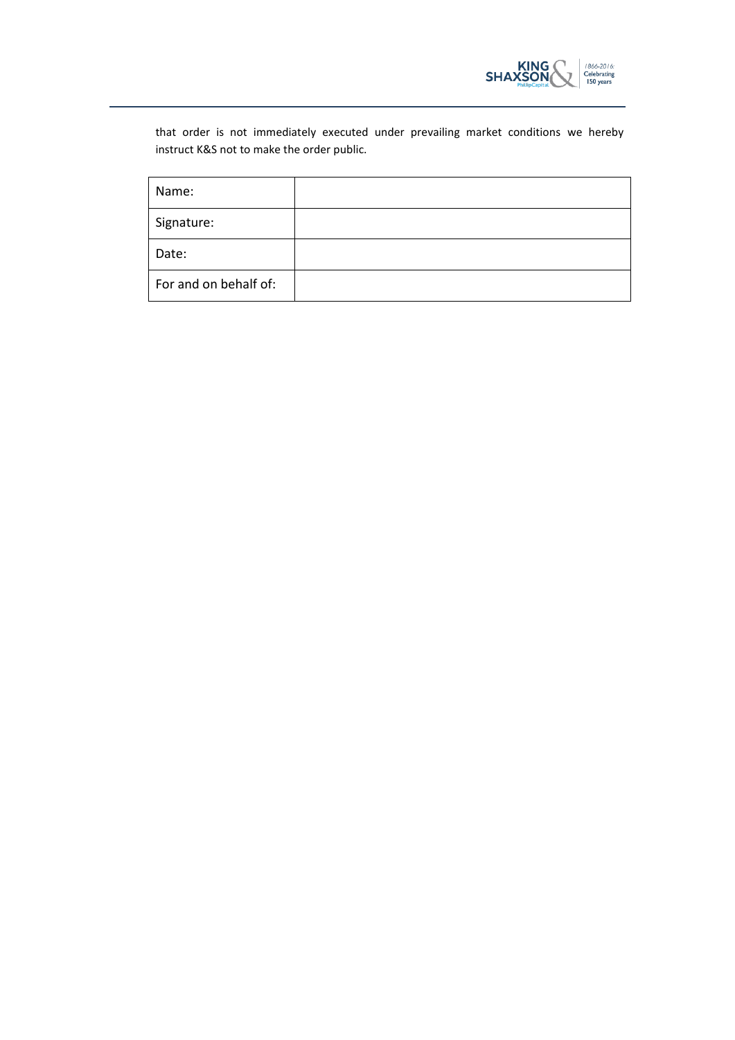that order is not immediately executed under prevailing market conditions we hereby instruct K&S not to make the order public.

| | |
|---|---|
| Name: | |
| Signature: | |
| Date: | |
| For and on behalf of: | |